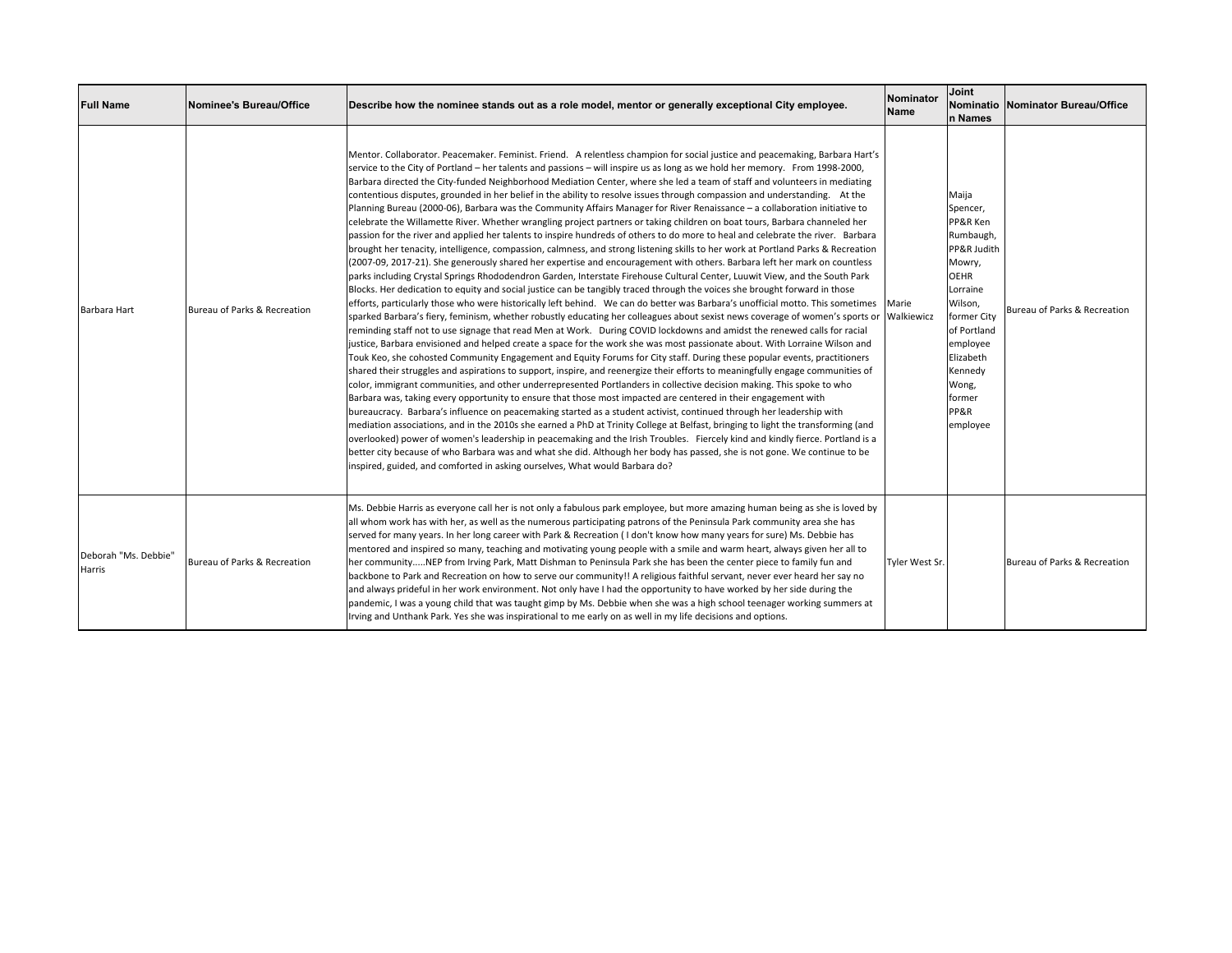| Full Name | Nominee's Bureau/Office | Describe how the nominee stands out as a role model, mentor or generally exceptional City employee. | Nominator Name | Joint Nomination Names | Nominator Bureau/Office |
|---|---|---|---|---|---|
| Barbara Hart | Bureau of Parks & Recreation | Mentor. Collaborator. Peacemaker. Feminist. Friend. A relentless champion for social justice and peacemaking, Barbara Hart's service to the City of Portland – her talents and passions – will inspire us as long as we hold her memory. From 1998-2000, Barbara directed the City-funded Neighborhood Mediation Center, where she led a team of staff and volunteers in mediating contentious disputes, grounded in her belief in the ability to resolve issues through compassion and understanding. At the Planning Bureau (2000-06), Barbara was the Community Affairs Manager for River Renaissance – a collaboration initiative to celebrate the Willamette River. Whether wrangling project partners or taking children on boat tours, Barbara channeled her passion for the river and applied her talents to inspire hundreds of others to do more to heal and celebrate the river. Barbara brought her tenacity, intelligence, compassion, calmness, and strong listening skills to her work at Portland Parks & Recreation (2007-09, 2017-21). She generously shared her expertise and encouragement with others. Barbara left her mark on countless parks including Crystal Springs Rhododendron Garden, Interstate Firehouse Cultural Center, Luuwit View, and the South Park Blocks. Her dedication to equity and social justice can be tangibly traced through the voices she brought forward in those efforts, particularly those who were historically left behind. We can do better was Barbara's unofficial motto. This sometimes sparked Barbara's fiery, feminism, whether robustly educating her colleagues about sexist news coverage of women's sports or reminding staff not to use signage that read Men at Work. During COVID lockdowns and amidst the renewed calls for racial justice, Barbara envisioned and helped create a space for the work she was most passionate about. With Lorraine Wilson and Touk Keo, she cohosted Community Engagement and Equity Forums for City staff. During these popular events, practitioners shared their struggles and aspirations to support, inspire, and reenergize their efforts to meaningfully engage communities of color, immigrant communities, and other underrepresented Portlanders in collective decision making. This spoke to who Barbara was, taking every opportunity to ensure that those most impacted are centered in their engagement with bureaucracy. Barbara's influence on peacemaking started as a student activist, continued through her leadership with mediation associations, and in the 2010s she earned a PhD at Trinity College at Belfast, bringing to light the transforming (and overlooked) power of women's leadership in peacemaking and the Irish Troubles. Fiercely kind and kindly fierce. Portland is a better city because of who Barbara was and what she did. Although her body has passed, she is not gone. We continue to be inspired, guided, and comforted in asking ourselves, What would Barbara do? | Marie Walkiewicz | Maija Spencer, PP&R Ken Rumbaugh, PP&R Judith Mowry, OEHR Lorraine Wilson, former City of Portland employee Elizabeth Kennedy Wong, former PP&R employee | Bureau of Parks & Recreation |
| Deborah "Ms. Debbie" Harris | Bureau of Parks & Recreation | Ms. Debbie Harris as everyone call her is not only a fabulous park employee, but more amazing human being as she is loved by all whom work has with her, as well as the numerous participating patrons of the Peninsula Park community area she has served for many years. In her long career with Park & Recreation ( I don't know how many years for sure) Ms. Debbie has mentored and inspired so many, teaching and motivating young people with a smile and warm heart, always given her all to her community.....NEP from Irving Park, Matt Dishman to Peninsula Park she has been the center piece to family fun and backbone to Park and Recreation on how to serve our community!! A religious faithful servant, never ever heard her say no and always prideful in her work environment. Not only have I had the opportunity to have worked by her side during the pandemic, I was a young child that was taught gimp by Ms. Debbie when she was a high school teenager working summers at Irving and Unthank Park. Yes she was inspirational to me early on as well in my life decisions and options. | Tyler West Sr. | | Bureau of Parks & Recreation |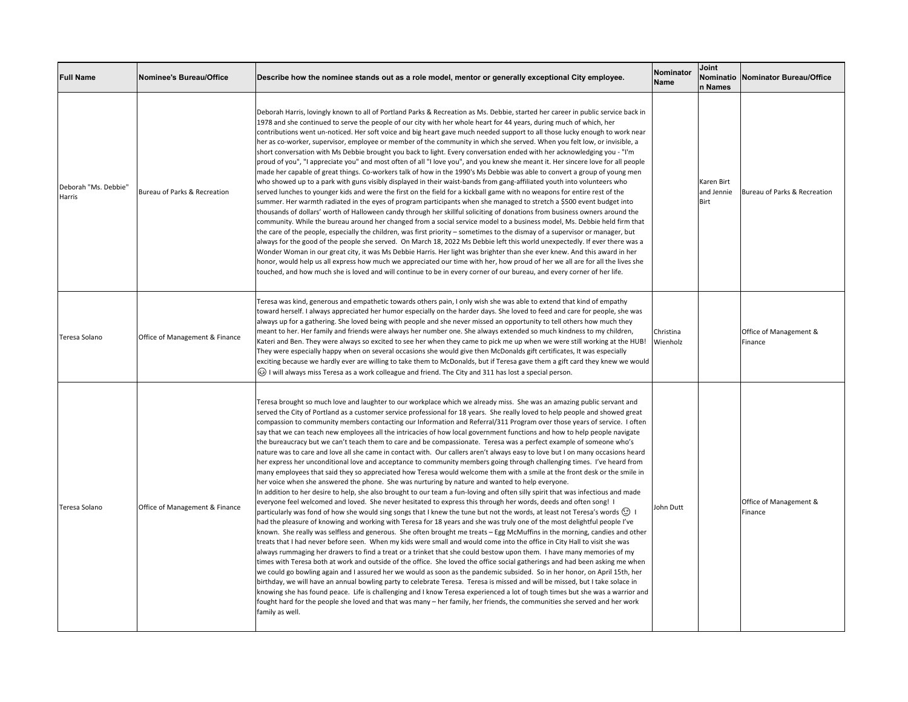| Full Name | Nominee's Bureau/Office | Describe how the nominee stands out as a role model, mentor or generally exceptional City employee. | Nominator Name | Joint Nomination Names | Nominator Bureau/Office |
|---|---|---|---|---|---|
| Deborah "Ms. Debbie" Harris | Bureau of Parks & Recreation | Deborah Harris, lovingly known to all of Portland Parks & Recreation as Ms. Debbie, started her career in public service back in 1978 and she continued to serve the people of our city with her whole heart for 44 years, during much of which, her contributions went un-noticed. Her soft voice and big heart gave much needed support to all those lucky enough to work near her as co-worker, supervisor, employee or member of the community in which she served. When you felt low, or invisible, a short conversation with Ms Debbie brought you back to light. Every conversation ended with her acknowledging you - "I'm proud of you", "I appreciate you" and most often of all "I love you", and you knew she meant it. Her sincere love for all people made her capable of great things. Co-workers talk of how in the 1990's Ms Debbie was able to convert a group of young men who showed up to a park with guns visibly displayed in their waist-bands from gang-affiliated youth into volunteers who served lunches to younger kids and were the first on the field for a kickball game with no weapons for entire rest of the summer. Her warmth radiated in the eyes of program participants when she managed to stretch a $500 event budget into thousands of dollars' worth of Halloween candy through her skillful soliciting of donations from business owners around the community. While the bureau around her changed from a social service model to a business model, Ms. Debbie held firm that the care of the people, especially the children, was first priority – sometimes to the dismay of a supervisor or manager, but always for the good of the people she served. On March 18, 2022 Ms Debbie left this world unexpectedly. If ever there was a Wonder Woman in our great city, it was Ms Debbie Harris. Her light was brighter than she ever knew. And this award in her honor, would help us all express how much we appreciated our time with her, how proud of her we all are for all the lives she touched, and how much she is loved and will continue to be in every corner of our bureau, and every corner of her life. | | Karen Birt and Jennie Birt | Bureau of Parks & Recreation |
| Teresa Solano | Office of Management & Finance | Teresa was kind, generous and empathetic towards others pain, I only wish she was able to extend that kind of empathy toward herself. I always appreciated her humor especially on the harder days. She loved to feed and care for people, she was always up for a gathering. She loved being with people and she never missed an opportunity to tell others how much they meant to her. Her family and friends were always her number one. She always extended so much kindness to my children, Kateri and Ben. They were always so excited to see her when they came to pick me up when we were still working at the HUB! They were especially happy when on several occasions she would give then McDonalds gift certificates, It was especially exciting because we hardly ever are willing to take them to McDonalds, but if Teresa gave them a gift card they knew we would 😉 I will always miss Teresa as a work colleague and friend. The City and 311 has lost a special person. | Christina Wienholz | | Office of Management & Finance |
| Teresa Solano | Office of Management & Finance | Teresa brought so much love and laughter to our workplace which we already miss. She was an amazing public servant and served the City of Portland as a customer service professional for 18 years. She really loved to help people and showed great compassion to community members contacting our Information and Referral/311 Program over those years of service. I often say that we can teach new employees all the intricacies of how local government functions and how to help people navigate the bureaucracy but we can't teach them to care and be compassionate. Teresa was a perfect example of someone who's nature was to care and love all she came in contact with. Our callers aren't always easy to love but I on many occasions heard her express her unconditional love and acceptance to community members going through challenging times. I've heard from many employees that said they so appreciated how Teresa would welcome them with a smile at the front desk or the smile in her voice when she answered the phone. She was nurturing by nature and wanted to help everyone.<br>In addition to her desire to help, she also brought to our team a fun-loving and often silly spirit that was infectious and made everyone feel welcomed and loved. She never hesitated to express this through her words, deeds and often song! I particularly was fond of how she would sing songs that I knew the tune but not the words, at least not Teresa's words 😉 I had the pleasure of knowing and working with Teresa for 18 years and she was truly one of the most delightful people I've known. She really was selfless and generous. She often brought me treats – Egg McMuffins in the morning, candies and other treats that I had never before seen. When my kids were small and would come into the office in City Hall to visit she was always rummaging her drawers to find a treat or a trinket that she could bestow upon them. I have many memories of my times with Teresa both at work and outside of the office. She loved the office social gatherings and had been asking me when we could go bowling again and I assured her we would as soon as the pandemic subsided. So in her honor, on April 15th, her birthday, we will have an annual bowling party to celebrate Teresa. Teresa is missed and will be missed, but I take solace in knowing she has found peace. Life is challenging and I know Teresa experienced a lot of tough times but she was a warrior and fought hard for the people she loved and that was many – her family, her friends, the communities she served and her work family as well. | John Dutt | | Office of Management & Finance |